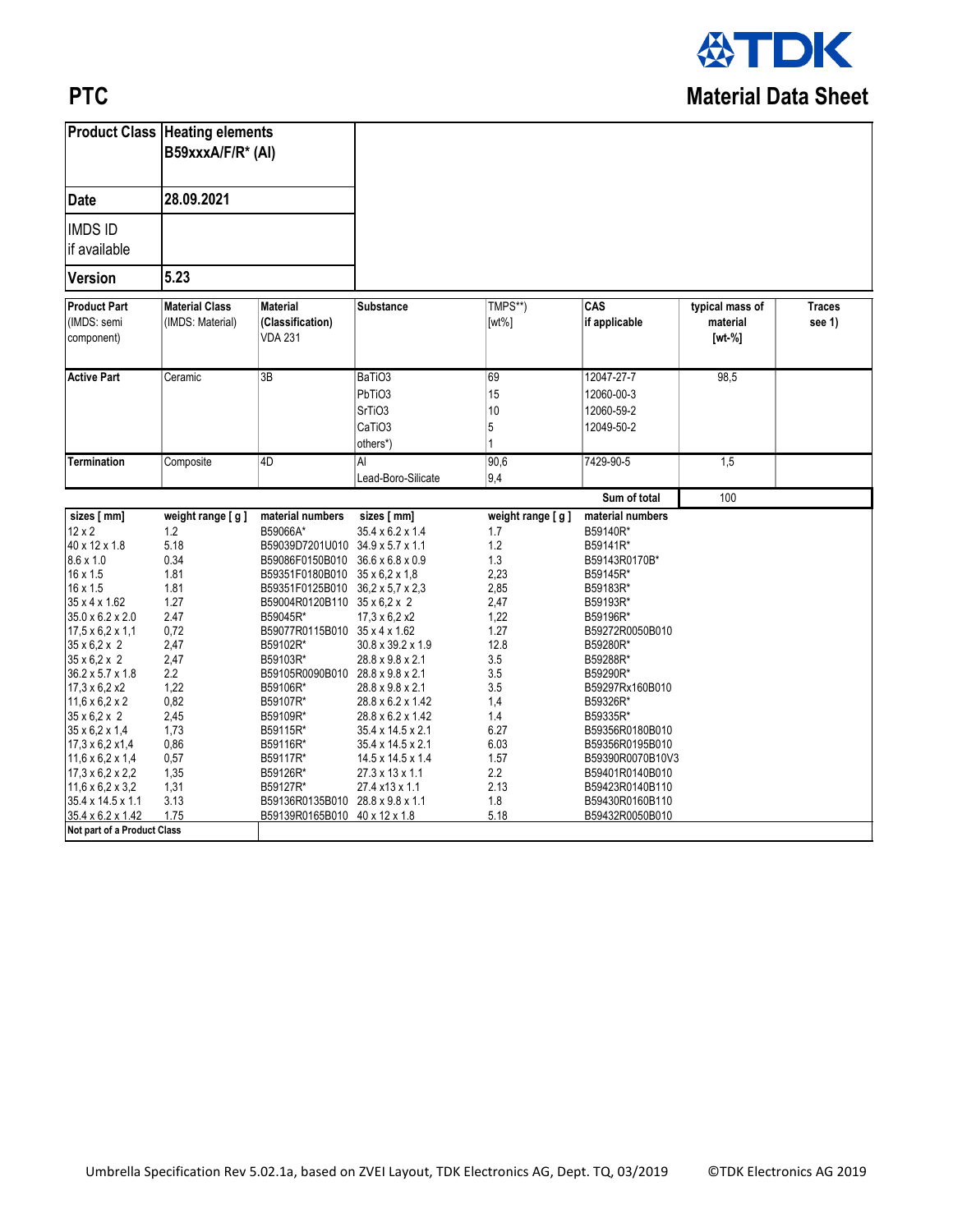# PTC

## Material Data Sheet

| Product Class | Heating elements B59xxxA/F/R* (Al) |
|---|---|
| Date | 28.09.2021 |
| IMDS ID if available | |
| Version | 5.23 |

| Product Part (IMDS: semi component) | Material Class (IMDS: Material) | Material (Classification) VDA 231 | Substance | TMPS**) [wt%] | CAS if applicable | typical mass of material [wt-%] | Traces see 1) |
|---|---|---|---|---|---|---|---|
| Active Part | Ceramic | 3B | BaTiO3 | 69 | 12047-27-7 | 98,5 | |
| | | | PbTiO3 | 15 | 12060-00-3 | | |
| | | | SrTiO3 | 10 | 12060-59-2 | | |
| | | | CaTiO3 | 5 | 12049-50-2 | | |
| | | | others*) | 1 | | | |
| Termination | Composite | 4D | Al | 90,6 | 7429-90-5 | 1,5 | |
| | | | Lead-Boro-Silicate | 9,4 | | | |
| | | | | | Sum of total | 100 | |

| sizes [ mm] | weight range [ g ] | material numbers | sizes [ mm] | weight range [ g ] | material numbers |
|---|---|---|---|---|---|
| 12 x 2 | 1.2 | B59066A* | 35.4 x 6.2 x 1.4 | 1.7 | B59140R* |
| 40 x 12 x 1.8 | 5.18 | B59039D7201U010 | 34.9 x 5.7 x 1.1 | 1.2 | B59141R* |
| 8.6 x 1.0 | 0.34 | B59086F0150B010 | 36.6 x 6.8 x 0.9 | 1.3 | B59143R0170B* |
| 16 x 1.5 | 1.81 | B59351F0180B010 | 35 x 6,2 x 1,8 | 2,23 | B59145R* |
| 16 x 1.5 | 1.81 | B59351F0125B010 | 36,2 x 5,7 x 2,3 | 2,85 | B59183R* |
| 35 x 4 x 1.62 | 1.27 | B59004R0120B110 | 35 x 6,2 x 2 | 2,47 | B59193R* |
| 35.0 x 6.2 x 2.0 | 2.47 | B59045R* | 17,3 x 6,2 x2 | 1,22 | B59196R* |
| 17,5 x 6,2 x 1,1 | 0,72 | B59077R0115B010 | 35 x 4 x 1.62 | 1.27 | B59272R0050B010 |
| 35 x 6,2 x 2 | 2,47 | B59102R* | 30.8 x 39.2 x 1.9 | 12.8 | B59280R* |
| 35 x 6,2 x 2 | 2,47 | B59103R* | 28.8 x 9.8 x 2.1 | 3.5 | B59288R* |
| 36.2 x 5.7 x 1.8 | 2.2 | B59105R0090B010 | 28.8 x 9.8 x 2.1 | 3.5 | B59290R* |
| 17,3 x 6,2 x2 | 1,22 | B59106R* | 28.8 x 9.8 x 2.1 | 3.5 | B59297Rx160B010 |
| 11,6 x 6,2 x 2 | 0,82 | B59107R* | 28.8 x 6.2 x 1.42 | 1,4 | B59326R* |
| 35 x 6,2 x 2 | 2,45 | B59109R* | 28.8 x 6.2 x 1.42 | 1.4 | B59335R* |
| 35 x 6,2 x 1,4 | 1,73 | B59115R* | 35.4 x 14.5 x 2.1 | 6.27 | B59356R0180B010 |
| 17,3 x 6,2 x1,4 | 0,86 | B59116R* | 35.4 x 14.5 x 2.1 | 6.03 | B59356R0195B010 |
| 11,6 x 6,2 x 1,4 | 0,57 | B59117R* | 14.5 x 14.5 x 1.4 | 1.57 | B59390R0070B10V3 |
| 17,3 x 6,2 x 2,2 | 1,35 | B59126R* | 27.3 x 13 x 1.1 | 2.2 | B59401R0140B010 |
| 11,6 x 6,2 x 3,2 | 1,31 | B59127R* | 27.4 x13 x 1.1 | 2.13 | B59423R0140B110 |
| 35.4 x 14.5 x 1.1 | 3.13 | B59136R0135B010 | 28.8 x 9.8 x 1.1 | 1.8 | B59430R0160B110 |
| 35.4 x 6.2 x 1.42 | 1.75 | B59139R0165B010 | 40 x 12 x 1.8 | 5.18 | B59432R0050B010 |
| Not part of a Product Class | | | | | |

Umbrella Specification Rev 5.02.1a, based on ZVEI Layout, TDK Electronics AG, Dept. TQ, 03/2019 ©TDK Electronics AG 2019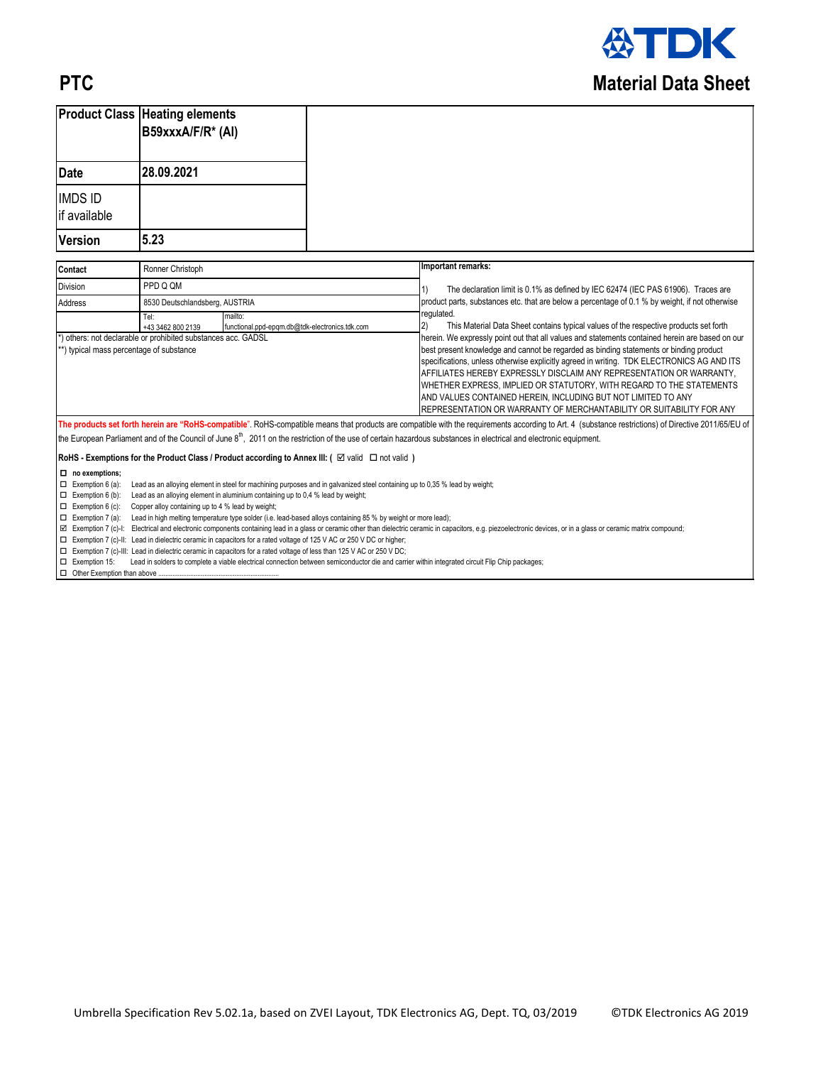# PTC

# Material Data Sheet

| Product Class | Heating elements B59xxxA/F/R* (Al) |
|---|---|
| Date | 28.09.2021 |
| IMDS ID if available | |
| Version | 5.23 |

| Contact | Ronner Christoph | |
|---|---|---|
| Division | PPD Q QM | |
| Address | 8530 Deutschlandsberg, AUSTRIA | |
| | Tel: +43 3462 800 2139 | mailto: functional.ppd-epqm.db@tdk-electronics.tdk.com |

*) others: not declarable or prohibited substances acc. GADSL

**) typical mass percentage of substance

**Important remarks:**

1) The declaration limit is 0.1% as defined by IEC 62474 (IEC PAS 61906). Traces are product parts, substances etc. that are below a percentage of 0.1 % by weight, if not otherwise regulated.

2) This Material Data Sheet contains typical values of the respective products set forth herein. We expressly point out that all values and statements contained herein are based on our best present knowledge and cannot be regarded as binding statements or binding product specifications, unless otherwise explicitly agreed in writing. TDK ELECTRONICS AG AND ITS AFFILIATES HEREBY EXPRESSLY DISCLAIM ANY REPRESENTATION OR WARRANTY, WHETHER EXPRESS, IMPLIED OR STATUTORY, WITH REGARD TO THE STATEMENTS AND VALUES CONTAINED HEREIN, INCLUDING BUT NOT LIMITED TO ANY REPRESENTATION OR WARRANTY OF MERCHANTABILITY OR SUITABILITY FOR ANY

**The products set forth herein are "RoHS-compatible"**. RoHS-compatible means that products are compatible with the requirements according to Art. 4 (substance restrictions) of Directive 2011/65/EU of the European Parliament and of the Council of June 8th, 2011 on the restriction of the use of certain hazardous substances in electrical and electronic equipment.

**RoHS - Exemptions for the Product Class / Product according to Annex III: ( ☑ valid ☐ not valid )**

- ☐ **no exemptions;**
- ☐ Exemption 6 (a): Lead as an alloying element in steel for machining purposes and in galvanized steel containing up to 0,35 % lead by weight;
- ☐ Exemption 6 (b): Lead as an alloying element in aluminium containing up to 0,4 % lead by weight;
- ☐ Exemption 6 (c): Copper alloy containing up to 4 % lead by weight;
- ☐ Exemption 7 (a): Lead in high melting temperature type solder (i.e. lead-based alloys containing 85 % by weight or more lead);
- ☑ Exemption 7 (c)-I: Electrical and electronic components containing lead in a glass or ceramic other than dielectric ceramic in capacitors, e.g. piezoelectronic devices, or in a glass or ceramic matrix compound;
- ☐ Exemption 7 (c)-II: Lead in dielectric ceramic in capacitors for a rated voltage of 125 V AC or 250 V DC or higher;
- ☐ Exemption 7 (c)-III: Lead in dielectric ceramic in capacitors for a rated voltage of less than 125 V AC or 250 V DC;
- ☐ Exemption 15: Lead in solders to complete a viable electrical connection between semiconductor die and carrier within integrated circuit Flip Chip packages;
- ☐ Other Exemption than above ..................................................................

Umbrella Specification Rev 5.02.1a, based on ZVEI Layout, TDK Electronics AG, Dept. TQ, 03/2019 ©TDK Electronics AG 2019